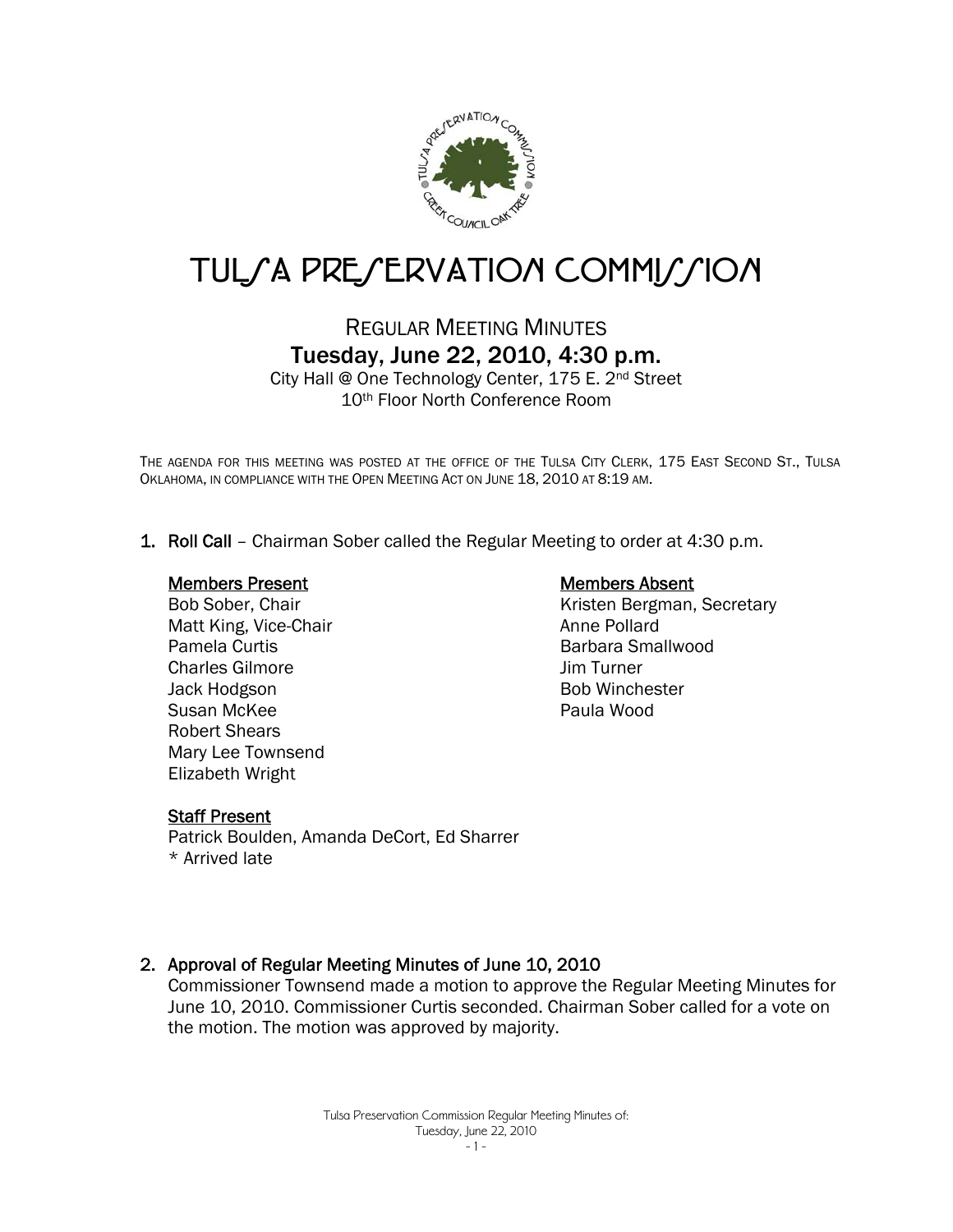# TULSA PRESERVATION COMMISSION

## REGULAR MEETING MINUTES

### Tuesday, June 22, 2010, 4:30 p.m.

City Hall @ One Technology Center, 175 E. 2nd Street
10th Floor North Conference Room

THE AGENDA FOR THIS MEETING WAS POSTED AT THE OFFICE OF THE TULSA CITY CLERK, 175 EAST SECOND ST., TULSA OKLAHOMA, IN COMPLIANCE WITH THE OPEN MEETING ACT ON JUNE 18, 2010 AT 8:19 AM.

1. **Roll Call** – Chairman Sober called the Regular Meeting to order at 4:30 p.m.

   **Members Present**
   Bob Sober, Chair
   Matt King, Vice-Chair
   Pamela Curtis
   Charles Gilmore
   Jack Hodgson
   Susan McKee
   Robert Shears
   Mary Lee Townsend
   Elizabeth Wright

   **Members Absent**
   Kristen Bergman, Secretary
   Anne Pollard
   Barbara Smallwood
   Jim Turner
   Bob Winchester
   Paula Wood

   **Staff Present**
   Patrick Boulden, Amanda DeCort, Ed Sharrer
   * Arrived late

2. **Approval of Regular Meeting Minutes of June 10, 2010**
   Commissioner Townsend made a motion to approve the Regular Meeting Minutes for June 10, 2010. Commissioner Curtis seconded. Chairman Sober called for a vote on the motion. The motion was approved by majority.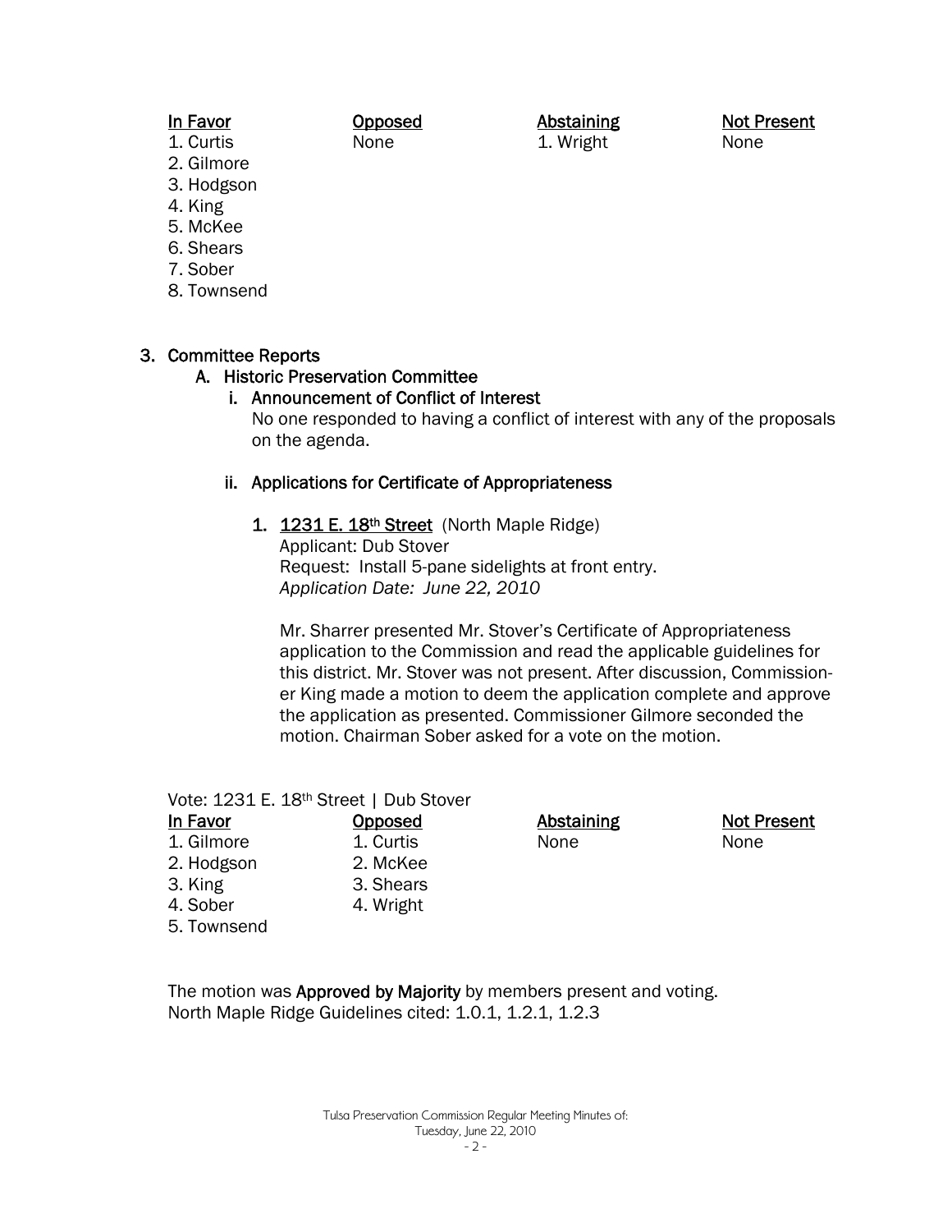| In Favor | Opposed | Abstaining | Not Present |
| --- | --- | --- | --- |
| 1. Curtis | None | 1. Wright | None |
| 2. Gilmore | | | |
| 3. Hodgson | | | |
| 4. King | | | |
| 5. McKee | | | |
| 6. Shears | | | |
| 7. Sober | | | |
| 8. Townsend | | | |

3. Committee Reports

A. Historic Preservation Committee

i. Announcement of Conflict of Interest

No one responded to having a conflict of interest with any of the proposals on the agenda.

ii. Applications for Certificate of Appropriateness

1. 1231 E. 18th Street (North Maple Ridge)
Applicant: Dub Stover
Request: Install 5-pane sidelights at front entry.
*Application Date: June 22, 2010*

Mr. Sharrer presented Mr. Stover's Certificate of Appropriateness application to the Commission and read the applicable guidelines for this district. Mr. Stover was not present. After discussion, Commissioner King made a motion to deem the application complete and approve the application as presented. Commissioner Gilmore seconded the motion. Chairman Sober asked for a vote on the motion.

Vote: 1231 E. 18th Street | Dub Stover

| In Favor | Opposed | Abstaining | Not Present |
| --- | --- | --- | --- |
| 1. Gilmore | 1. Curtis | None | None |
| 2. Hodgson | 2. McKee | | |
| 3. King | 3. Shears | | |
| 4. Sober | 4. Wright | | |
| 5. Townsend | | | |

The motion was **Approved by Majority** by members present and voting.
North Maple Ridge Guidelines cited: 1.0.1, 1.2.1, 1.2.3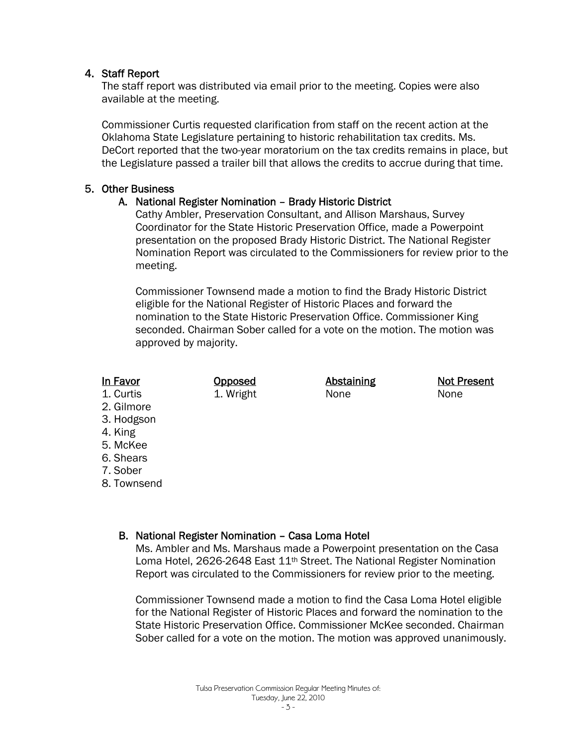## 4. Staff Report

The staff report was distributed via email prior to the meeting. Copies were also available at the meeting.

Commissioner Curtis requested clarification from staff on the recent action at the Oklahoma State Legislature pertaining to historic rehabilitation tax credits. Ms. DeCort reported that the two-year moratorium on the tax credits remains in place, but the Legislature passed a trailer bill that allows the credits to accrue during that time.

## 5. Other Business

### A. National Register Nomination – Brady Historic District

Cathy Ambler, Preservation Consultant, and Allison Marshaus, Survey Coordinator for the State Historic Preservation Office, made a Powerpoint presentation on the proposed Brady Historic District. The National Register Nomination Report was circulated to the Commissioners for review prior to the meeting.

Commissioner Townsend made a motion to find the Brady Historic District eligible for the National Register of Historic Places and forward the nomination to the State Historic Preservation Office. Commissioner King seconded. Chairman Sober called for a vote on the motion. The motion was approved by majority.

| In Favor | Opposed | Abstaining | Not Present |
|---|---|---|---|
| 1. Curtis | 1. Wright | None | None |
| 2. Gilmore | | | |
| 3. Hodgson | | | |
| 4. King | | | |
| 5. McKee | | | |
| 6. Shears | | | |
| 7. Sober | | | |
| 8. Townsend | | | |

### B. National Register Nomination – Casa Loma Hotel

Ms. Ambler and Ms. Marshaus made a Powerpoint presentation on the Casa Loma Hotel, 2626-2648 East 11th Street. The National Register Nomination Report was circulated to the Commissioners for review prior to the meeting.

Commissioner Townsend made a motion to find the Casa Loma Hotel eligible for the National Register of Historic Places and forward the nomination to the State Historic Preservation Office. Commissioner McKee seconded. Chairman Sober called for a vote on the motion. The motion was approved unanimously.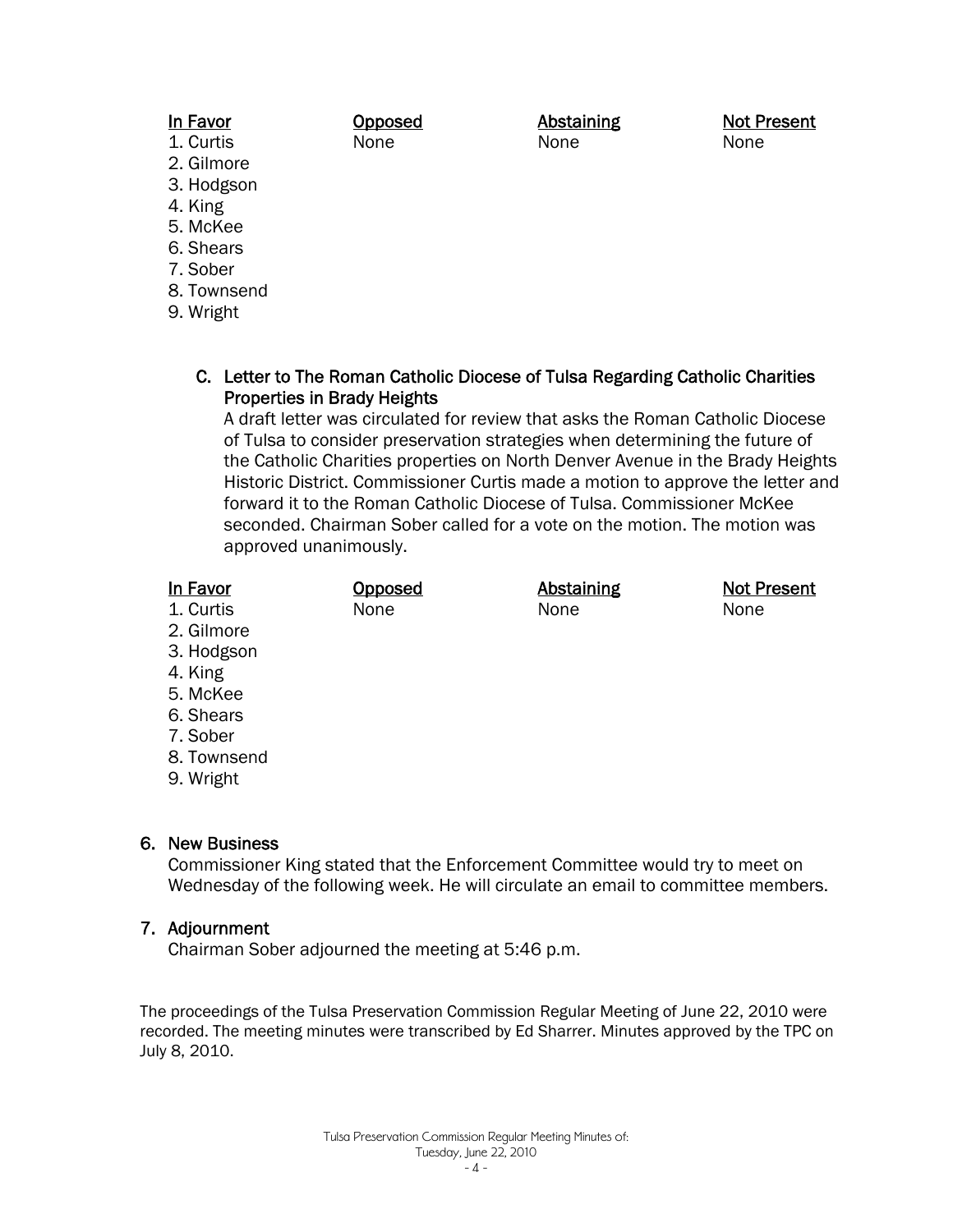| In Favor | Opposed | Abstaining | Not Present |
| --- | --- | --- | --- |
| 1. Curtis | None | None | None |
| 2. Gilmore | | | |
| 3. Hodgson | | | |
| 4. King | | | |
| 5. McKee | | | |
| 6. Shears | | | |
| 7. Sober | | | |
| 8. Townsend | | | |
| 9. Wright | | | |

### C. Letter to The Roman Catholic Diocese of Tulsa Regarding Catholic Charities Properties in Brady Heights

A draft letter was circulated for review that asks the Roman Catholic Diocese of Tulsa to consider preservation strategies when determining the future of the Catholic Charities properties on North Denver Avenue in the Brady Heights Historic District. Commissioner Curtis made a motion to approve the letter and forward it to the Roman Catholic Diocese of Tulsa. Commissioner McKee seconded. Chairman Sober called for a vote on the motion. The motion was approved unanimously.

| In Favor | Opposed | Abstaining | Not Present |
| --- | --- | --- | --- |
| 1. Curtis | None | None | None |
| 2. Gilmore | | | |
| 3. Hodgson | | | |
| 4. King | | | |
| 5. McKee | | | |
| 6. Shears | | | |
| 7. Sober | | | |
| 8. Townsend | | | |
| 9. Wright | | | |

## 6. New Business

Commissioner King stated that the Enforcement Committee would try to meet on Wednesday of the following week. He will circulate an email to committee members.

## 7. Adjournment

Chairman Sober adjourned the meeting at 5:46 p.m.

The proceedings of the Tulsa Preservation Commission Regular Meeting of June 22, 2010 were recorded. The meeting minutes were transcribed by Ed Sharrer. Minutes approved by the TPC on July 8, 2010.